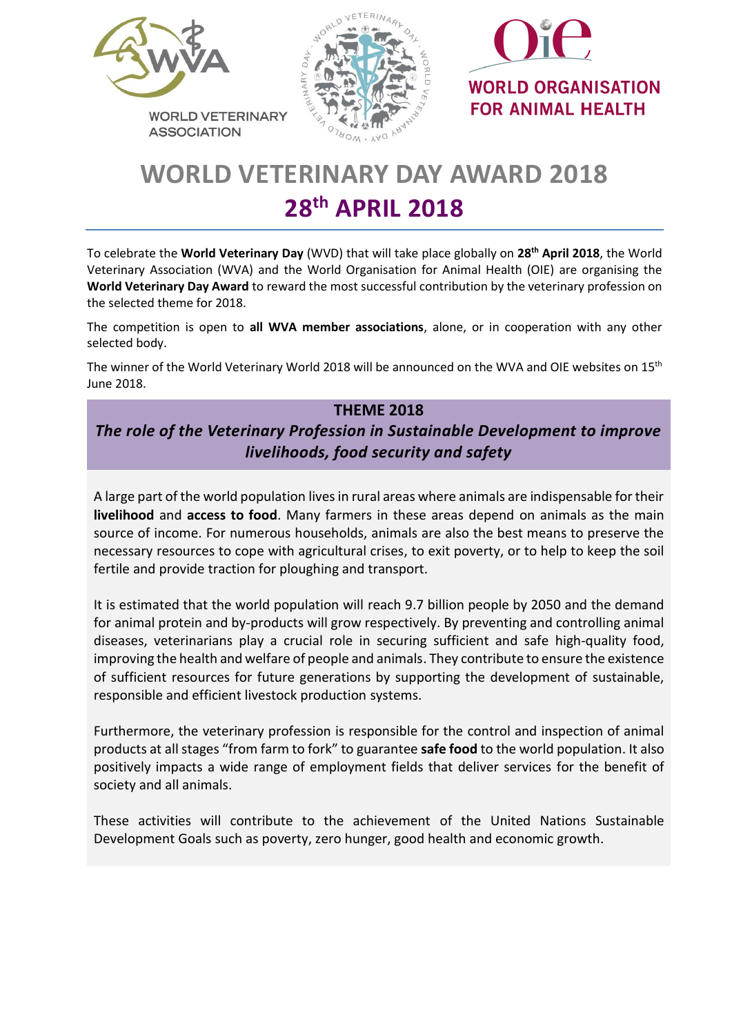WORLD VETERINARY ASSOCIATION

WORLD ORGANISATION FOR ANIMAL HEALTH

# WORLD VETERINARY DAY AWARD 2018

## 28th APRIL 2018

To celebrate the **World Veterinary Day** (WVD) that will take place globally on **28th April 2018**, the World Veterinary Association (WVA) and the World Organisation for Animal Health (OIE) are organising the **World Veterinary Day Award** to reward the most successful contribution by the veterinary profession on the selected theme for 2018.

The competition is open to **all WVA member associations**, alone, or in cooperation with any other selected body.

The winner of the World Veterinary World 2018 will be announced on the WVA and OIE websites on 15th June 2018.

### THEME 2018

***The role of the Veterinary Profession in Sustainable Development to improve livelihoods, food security and safety***

A large part of the world population lives in rural areas where animals are indispensable for their **livelihood** and **access to food**. Many farmers in these areas depend on animals as the main source of income. For numerous households, animals are also the best means to preserve the necessary resources to cope with agricultural crises, to exit poverty, or to help to keep the soil fertile and provide traction for ploughing and transport.

It is estimated that the world population will reach 9.7 billion people by 2050 and the demand for animal protein and by-products will grow respectively. By preventing and controlling animal diseases, veterinarians play a crucial role in securing sufficient and safe high-quality food, improving the health and welfare of people and animals. They contribute to ensure the existence of sufficient resources for future generations by supporting the development of sustainable, responsible and efficient livestock production systems.

Furthermore, the veterinary profession is responsible for the control and inspection of animal products at all stages "from farm to fork" to guarantee **safe food** to the world population. It also positively impacts a wide range of employment fields that deliver services for the benefit of society and all animals.

These activities will contribute to the achievement of the United Nations Sustainable Development Goals such as poverty, zero hunger, good health and economic growth.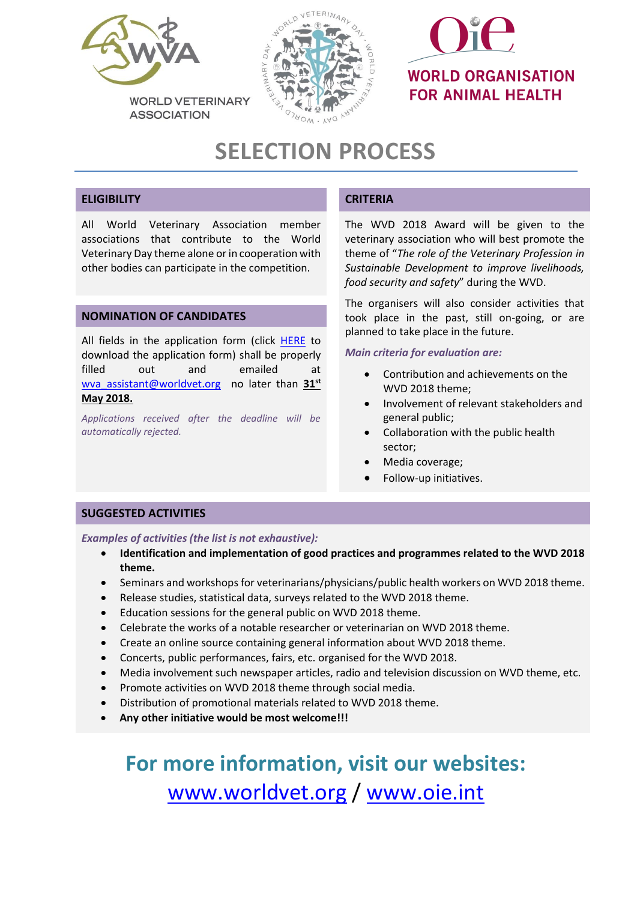WORLD VETERINARY ASSOCIATION

WORLD ORGANISATION FOR ANIMAL HEALTH

# SELECTION PROCESS

## ELIGIBILITY

All World Veterinary Association member associations that contribute to the World Veterinary Day theme alone or in cooperation with other bodies can participate in the competition.

## NOMINATION OF CANDIDATES

All fields in the application form (click HERE to download the application form) shall be properly filled out and emailed at wva_assistant@worldvet.org no later than **31st May 2018.**

*Applications received after the deadline will be automatically rejected.*

## CRITERIA

The WVD 2018 Award will be given to the veterinary association who will best promote the theme of "*The role of the Veterinary Profession in Sustainable Development to improve livelihoods, food security and safety*" during the WVD.

The organisers will also consider activities that took place in the past, still on-going, or are planned to take place in the future.

***Main criteria for evaluation are:***

- Contribution and achievements on the WVD 2018 theme;
- Involvement of relevant stakeholders and general public;
- Collaboration with the public health sector;
- Media coverage;
- Follow-up initiatives.

## SUGGESTED ACTIVITIES

***Examples of activities (the list is not exhaustive):***

- **Identification and implementation of good practices and programmes related to the WVD 2018 theme.**
- Seminars and workshops for veterinarians/physicians/public health workers on WVD 2018 theme.
- Release studies, statistical data, surveys related to the WVD 2018 theme.
- Education sessions for the general public on WVD 2018 theme.
- Celebrate the works of a notable researcher or veterinarian on WVD 2018 theme.
- Create an online source containing general information about WVD 2018 theme.
- Concerts, public performances, fairs, etc. organised for the WVD 2018.
- Media involvement such newspaper articles, radio and television discussion on WVD theme, etc.
- Promote activities on WVD 2018 theme through social media.
- Distribution of promotional materials related to WVD 2018 theme.
- **Any other initiative would be most welcome!!!**

## For more information, visit our websites:
## www.worldvet.org / www.oie.int